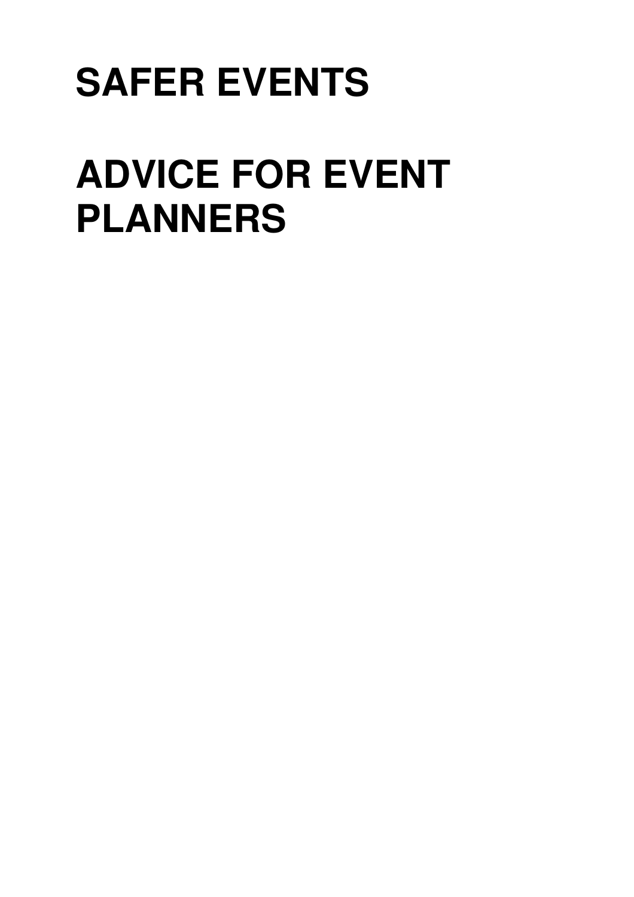# SAFER EVENTS

# ADVICE FOR EVENT PLANNERS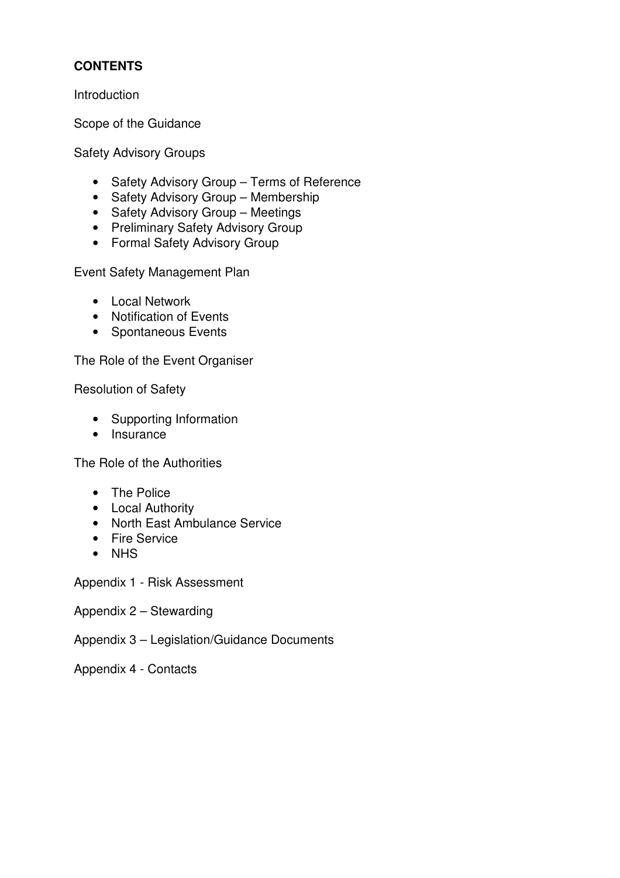**CONTENTS**

Introduction

Scope of the Guidance

Safety Advisory Groups

- Safety Advisory Group – Terms of Reference
- Safety Advisory Group – Membership
- Safety Advisory Group – Meetings
- Preliminary Safety Advisory Group
- Formal Safety Advisory Group

Event Safety Management Plan

- Local Network
- Notification of Events
- Spontaneous Events

The Role of the Event Organiser

Resolution of Safety

- Supporting Information
- Insurance

The Role of the Authorities

- The Police
- Local Authority
- North East Ambulance Service
- Fire Service
- NHS

Appendix 1 - Risk Assessment

Appendix 2 – Stewarding

Appendix 3 – Legislation/Guidance Documents

Appendix 4 - Contacts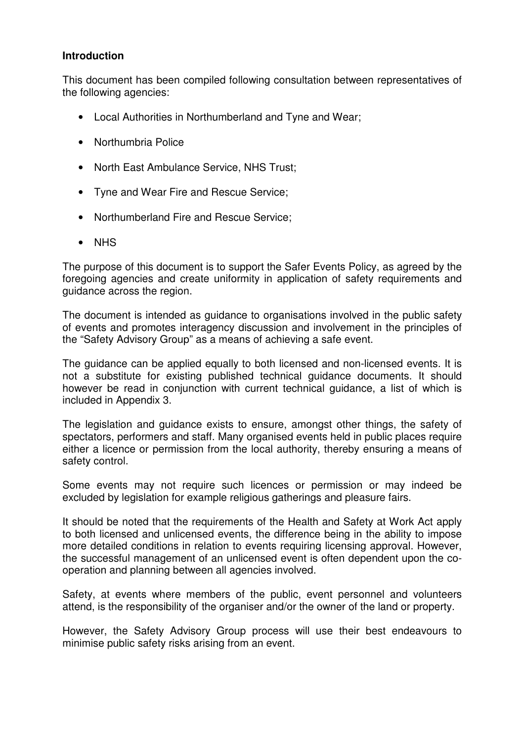**Introduction**

This document has been compiled following consultation between representatives of the following agencies:

- Local Authorities in Northumberland and Tyne and Wear;
- Northumbria Police
- North East Ambulance Service, NHS Trust;
- Tyne and Wear Fire and Rescue Service;
- Northumberland Fire and Rescue Service;
- NHS

The purpose of this document is to support the Safer Events Policy, as agreed by the foregoing agencies and create uniformity in application of safety requirements and guidance across the region.

The document is intended as guidance to organisations involved in the public safety of events and promotes interagency discussion and involvement in the principles of the "Safety Advisory Group" as a means of achieving a safe event.

The guidance can be applied equally to both licensed and non-licensed events. It is not a substitute for existing published technical guidance documents. It should however be read in conjunction with current technical guidance, a list of which is included in Appendix 3.

The legislation and guidance exists to ensure, amongst other things, the safety of spectators, performers and staff. Many organised events held in public places require either a licence or permission from the local authority, thereby ensuring a means of safety control.

Some events may not require such licences or permission or may indeed be excluded by legislation for example religious gatherings and pleasure fairs.

It should be noted that the requirements of the Health and Safety at Work Act apply to both licensed and unlicensed events, the difference being in the ability to impose more detailed conditions in relation to events requiring licensing approval. However, the successful management of an unlicensed event is often dependent upon the co-operation and planning between all agencies involved.

Safety, at events where members of the public, event personnel and volunteers attend, is the responsibility of the organiser and/or the owner of the land or property.

However, the Safety Advisory Group process will use their best endeavours to minimise public safety risks arising from an event.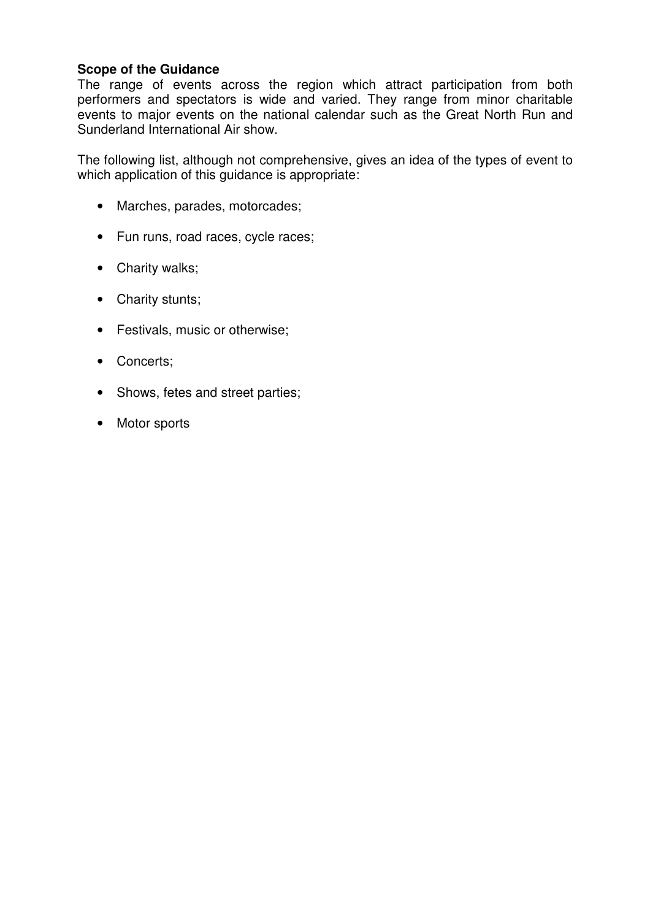**Scope of the Guidance**

The range of events across the region which attract participation from both performers and spectators is wide and varied. They range from minor charitable events to major events on the national calendar such as the Great North Run and Sunderland International Air show.

The following list, although not comprehensive, gives an idea of the types of event to which application of this guidance is appropriate:

- Marches, parades, motorcades;
- Fun runs, road races, cycle races;
- Charity walks;
- Charity stunts;
- Festivals, music or otherwise;
- Concerts;
- Shows, fetes and street parties;
- Motor sports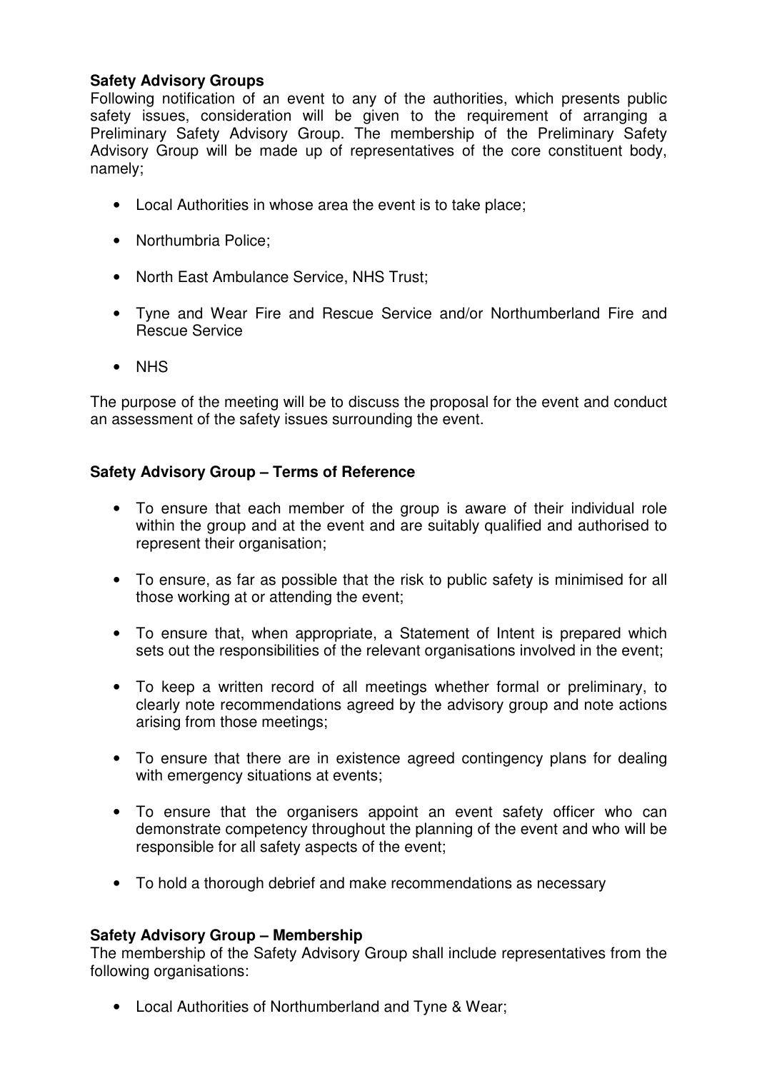**Safety Advisory Groups**

Following notification of an event to any of the authorities, which presents public safety issues, consideration will be given to the requirement of arranging a Preliminary Safety Advisory Group. The membership of the Preliminary Safety Advisory Group will be made up of representatives of the core constituent body, namely;

- Local Authorities in whose area the event is to take place;
- Northumbria Police;
- North East Ambulance Service, NHS Trust;
- Tyne and Wear Fire and Rescue Service and/or Northumberland Fire and Rescue Service
- NHS

The purpose of the meeting will be to discuss the proposal for the event and conduct an assessment of the safety issues surrounding the event.

**Safety Advisory Group – Terms of Reference**

- To ensure that each member of the group is aware of their individual role within the group and at the event and are suitably qualified and authorised to represent their organisation;
- To ensure, as far as possible that the risk to public safety is minimised for all those working at or attending the event;
- To ensure that, when appropriate, a Statement of Intent is prepared which sets out the responsibilities of the relevant organisations involved in the event;
- To keep a written record of all meetings whether formal or preliminary, to clearly note recommendations agreed by the advisory group and note actions arising from those meetings;
- To ensure that there are in existence agreed contingency plans for dealing with emergency situations at events;
- To ensure that the organisers appoint an event safety officer who can demonstrate competency throughout the planning of the event and who will be responsible for all safety aspects of the event;
- To hold a thorough debrief and make recommendations as necessary

**Safety Advisory Group – Membership**

The membership of the Safety Advisory Group shall include representatives from the following organisations:

- Local Authorities of Northumberland and Tyne & Wear;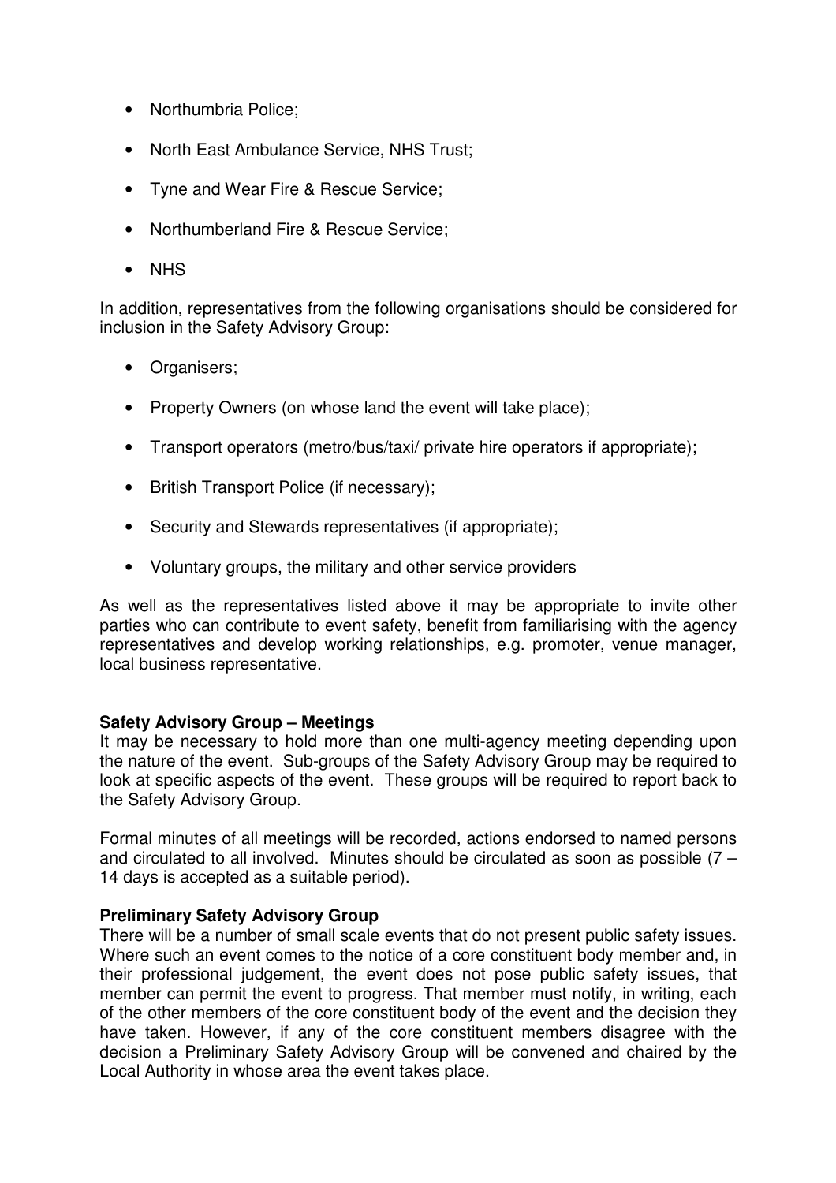- Northumbria Police;
- North East Ambulance Service, NHS Trust;
- Tyne and Wear Fire & Rescue Service;
- Northumberland Fire & Rescue Service;
- NHS

In addition, representatives from the following organisations should be considered for inclusion in the Safety Advisory Group:

- Organisers;
- Property Owners (on whose land the event will take place);
- Transport operators (metro/bus/taxi/ private hire operators if appropriate);
- British Transport Police (if necessary);
- Security and Stewards representatives (if appropriate);
- Voluntary groups, the military and other service providers

As well as the representatives listed above it may be appropriate to invite other parties who can contribute to event safety, benefit from familiarising with the agency representatives and develop working relationships, e.g. promoter, venue manager, local business representative.

**Safety Advisory Group – Meetings**

It may be necessary to hold more than one multi-agency meeting depending upon the nature of the event. Sub-groups of the Safety Advisory Group may be required to look at specific aspects of the event. These groups will be required to report back to the Safety Advisory Group.

Formal minutes of all meetings will be recorded, actions endorsed to named persons and circulated to all involved. Minutes should be circulated as soon as possible (7 – 14 days is accepted as a suitable period).

**Preliminary Safety Advisory Group**

There will be a number of small scale events that do not present public safety issues. Where such an event comes to the notice of a core constituent body member and, in their professional judgement, the event does not pose public safety issues, that member can permit the event to progress. That member must notify, in writing, each of the other members of the core constituent body of the event and the decision they have taken. However, if any of the core constituent members disagree with the decision a Preliminary Safety Advisory Group will be convened and chaired by the Local Authority in whose area the event takes place.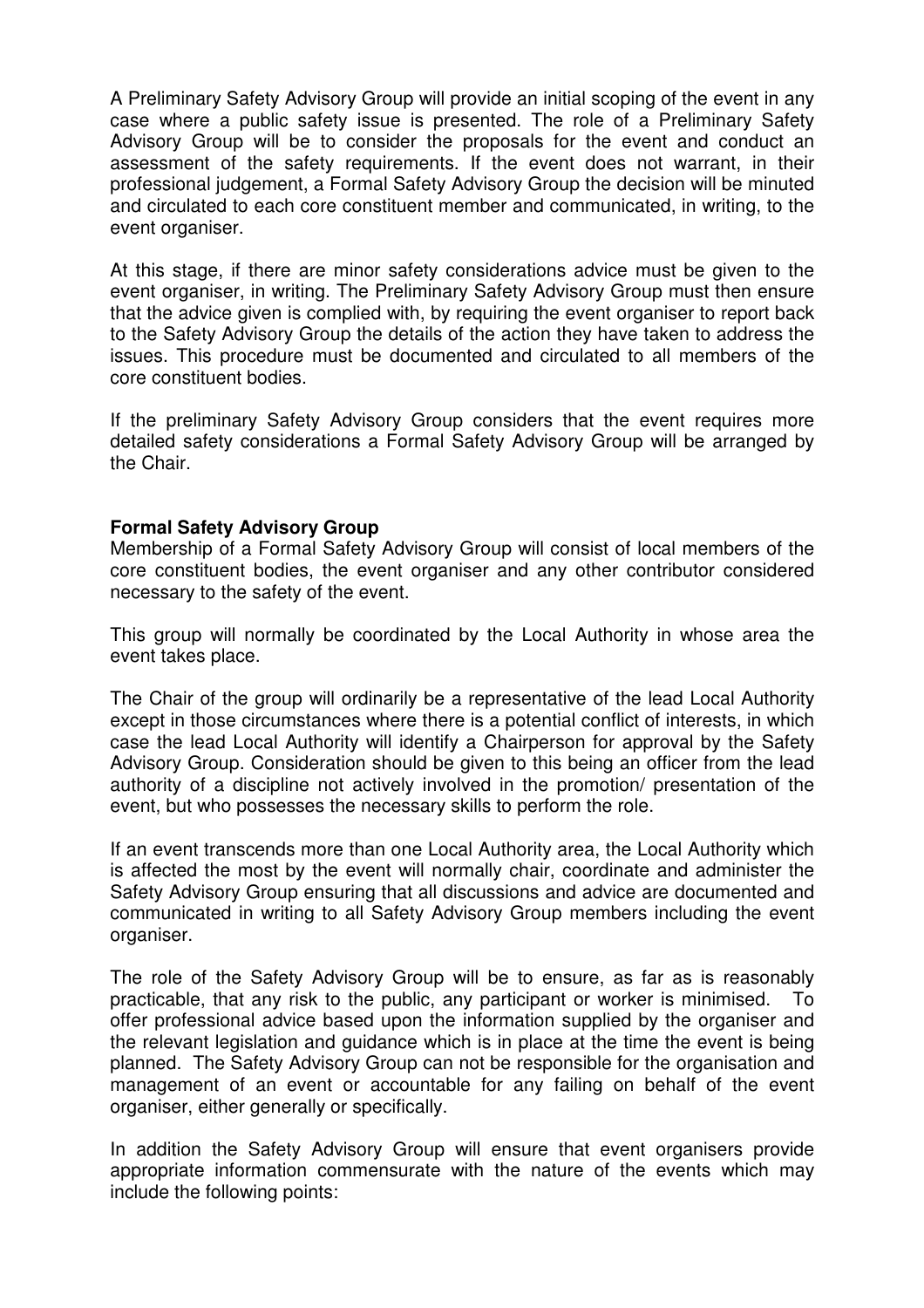A Preliminary Safety Advisory Group will provide an initial scoping of the event in any case where a public safety issue is presented. The role of a Preliminary Safety Advisory Group will be to consider the proposals for the event and conduct an assessment of the safety requirements. If the event does not warrant, in their professional judgement, a Formal Safety Advisory Group the decision will be minuted and circulated to each core constituent member and communicated, in writing, to the event organiser.

At this stage, if there are minor safety considerations advice must be given to the event organiser, in writing. The Preliminary Safety Advisory Group must then ensure that the advice given is complied with, by requiring the event organiser to report back to the Safety Advisory Group the details of the action they have taken to address the issues. This procedure must be documented and circulated to all members of the core constituent bodies.

If the preliminary Safety Advisory Group considers that the event requires more detailed safety considerations a Formal Safety Advisory Group will be arranged by the Chair.

**Formal Safety Advisory Group**

Membership of a Formal Safety Advisory Group will consist of local members of the core constituent bodies, the event organiser and any other contributor considered necessary to the safety of the event.

This group will normally be coordinated by the Local Authority in whose area the event takes place.

The Chair of the group will ordinarily be a representative of the lead Local Authority except in those circumstances where there is a potential conflict of interests, in which case the lead Local Authority will identify a Chairperson for approval by the Safety Advisory Group. Consideration should be given to this being an officer from the lead authority of a discipline not actively involved in the promotion/ presentation of the event, but who possesses the necessary skills to perform the role.

If an event transcends more than one Local Authority area, the Local Authority which is affected the most by the event will normally chair, coordinate and administer the Safety Advisory Group ensuring that all discussions and advice are documented and communicated in writing to all Safety Advisory Group members including the event organiser.

The role of the Safety Advisory Group will be to ensure, as far as is reasonably practicable, that any risk to the public, any participant or worker is minimised. To offer professional advice based upon the information supplied by the organiser and the relevant legislation and guidance which is in place at the time the event is being planned. The Safety Advisory Group can not be responsible for the organisation and management of an event or accountable for any failing on behalf of the event organiser, either generally or specifically.

In addition the Safety Advisory Group will ensure that event organisers provide appropriate information commensurate with the nature of the events which may include the following points: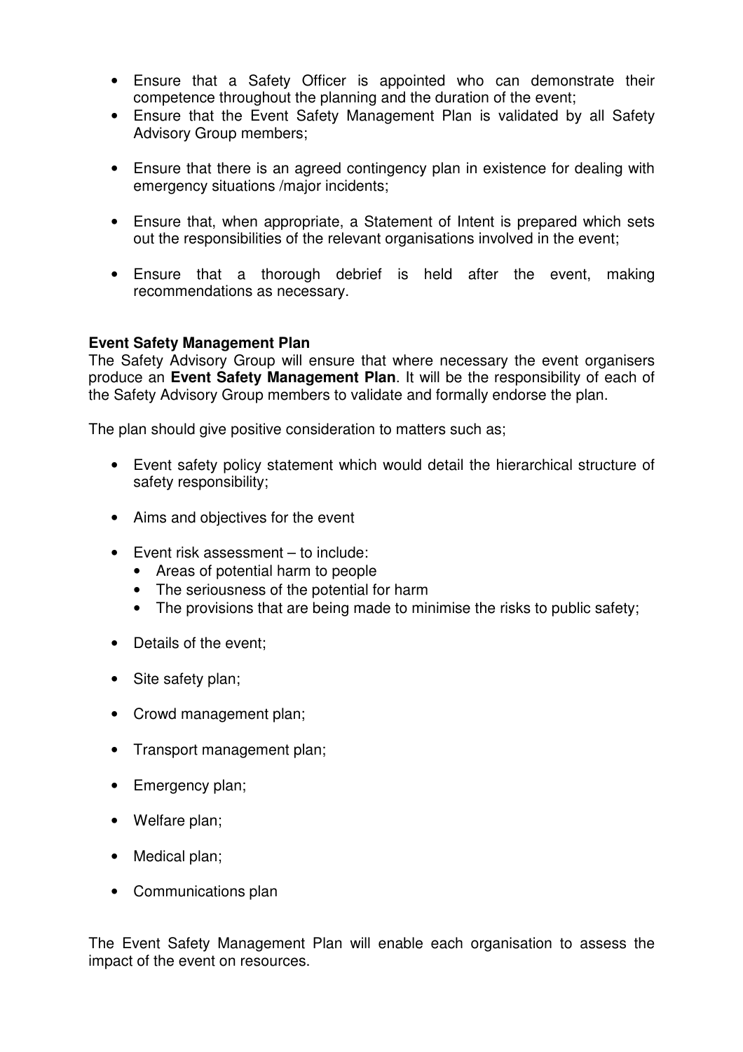- Ensure that a Safety Officer is appointed who can demonstrate their competence throughout the planning and the duration of the event;
- Ensure that the Event Safety Management Plan is validated by all Safety Advisory Group members;
- Ensure that there is an agreed contingency plan in existence for dealing with emergency situations /major incidents;
- Ensure that, when appropriate, a Statement of Intent is prepared which sets out the responsibilities of the relevant organisations involved in the event;
- Ensure that a thorough debrief is held after the event, making recommendations as necessary.

**Event Safety Management Plan**
The Safety Advisory Group will ensure that where necessary the event organisers produce an **Event Safety Management Plan**. It will be the responsibility of each of the Safety Advisory Group members to validate and formally endorse the plan.

The plan should give positive consideration to matters such as;

- Event safety policy statement which would detail the hierarchical structure of safety responsibility;
- Aims and objectives for the event
- Event risk assessment – to include:
  - Areas of potential harm to people
  - The seriousness of the potential for harm
  - The provisions that are being made to minimise the risks to public safety;
- Details of the event;
- Site safety plan;
- Crowd management plan;
- Transport management plan;
- Emergency plan;
- Welfare plan;
- Medical plan;
- Communications plan

The Event Safety Management Plan will enable each organisation to assess the impact of the event on resources.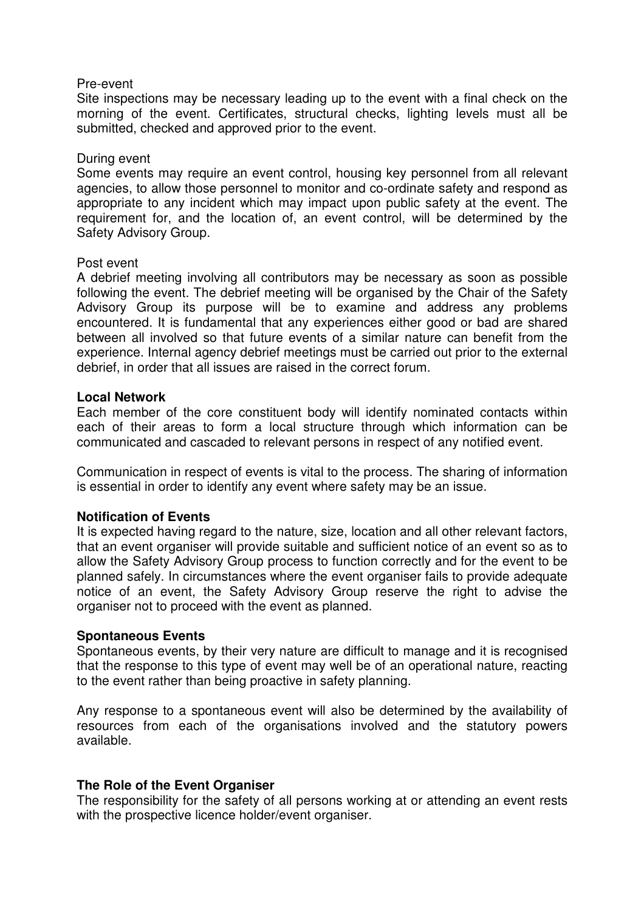Pre-event

Site inspections may be necessary leading up to the event with a final check on the morning of the event. Certificates, structural checks, lighting levels must all be submitted, checked and approved prior to the event.

During event

Some events may require an event control, housing key personnel from all relevant agencies, to allow those personnel to monitor and co-ordinate safety and respond as appropriate to any incident which may impact upon public safety at the event. The requirement for, and the location of, an event control, will be determined by the Safety Advisory Group.

Post event

A debrief meeting involving all contributors may be necessary as soon as possible following the event. The debrief meeting will be organised by the Chair of the Safety Advisory Group its purpose will be to examine and address any problems encountered. It is fundamental that any experiences either good or bad are shared between all involved so that future events of a similar nature can benefit from the experience. Internal agency debrief meetings must be carried out prior to the external debrief, in order that all issues are raised in the correct forum.

**Local Network**

Each member of the core constituent body will identify nominated contacts within each of their areas to form a local structure through which information can be communicated and cascaded to relevant persons in respect of any notified event.

Communication in respect of events is vital to the process. The sharing of information is essential in order to identify any event where safety may be an issue.

**Notification of Events**

It is expected having regard to the nature, size, location and all other relevant factors, that an event organiser will provide suitable and sufficient notice of an event so as to allow the Safety Advisory Group process to function correctly and for the event to be planned safely. In circumstances where the event organiser fails to provide adequate notice of an event, the Safety Advisory Group reserve the right to advise the organiser not to proceed with the event as planned.

**Spontaneous Events**

Spontaneous events, by their very nature are difficult to manage and it is recognised that the response to this type of event may well be of an operational nature, reacting to the event rather than being proactive in safety planning.

Any response to a spontaneous event will also be determined by the availability of resources from each of the organisations involved and the statutory powers available.

**The Role of the Event Organiser**

The responsibility for the safety of all persons working at or attending an event rests with the prospective licence holder/event organiser.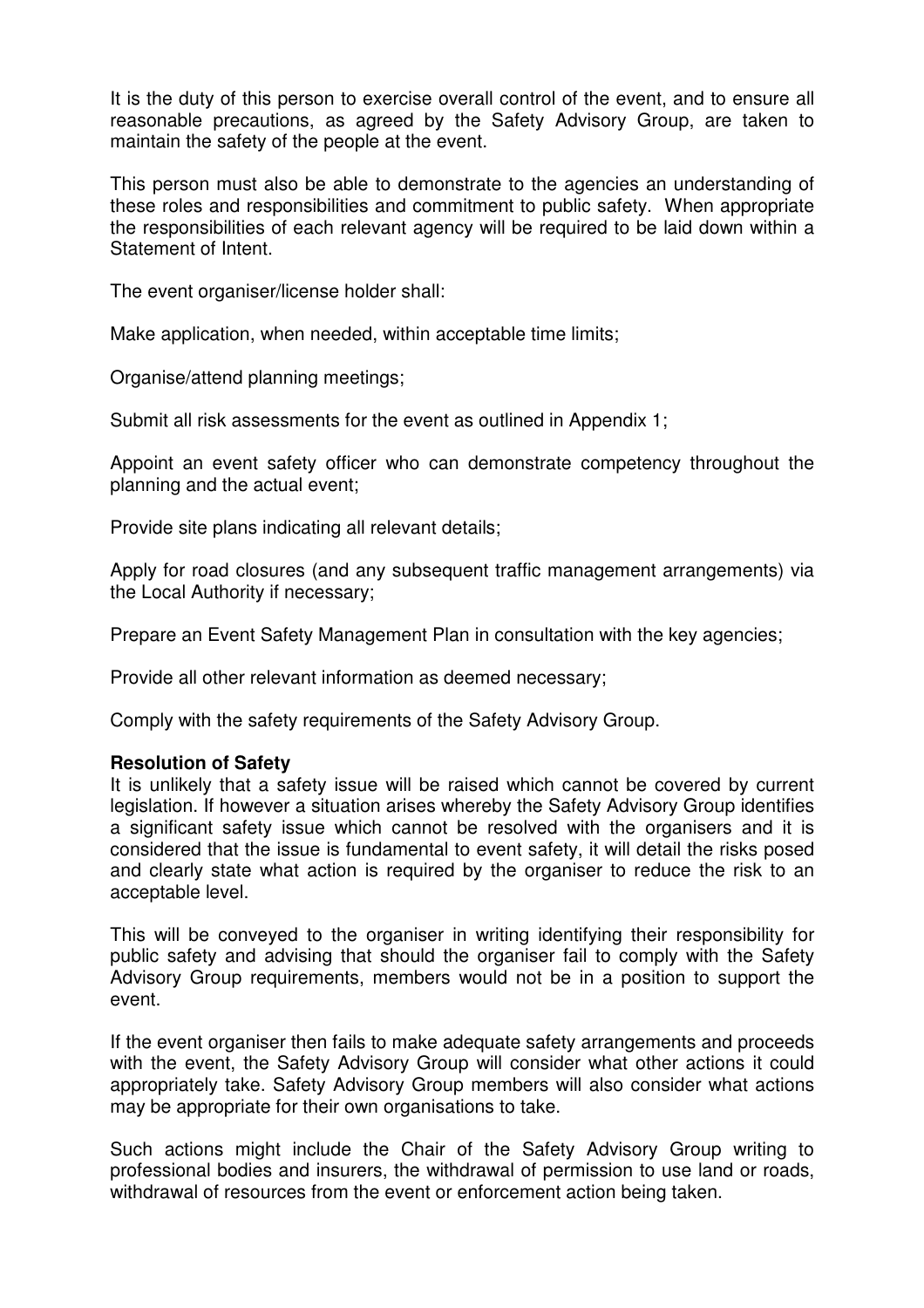It is the duty of this person to exercise overall control of the event, and to ensure all reasonable precautions, as agreed by the Safety Advisory Group, are taken to maintain the safety of the people at the event.

This person must also be able to demonstrate to the agencies an understanding of these roles and responsibilities and commitment to public safety. When appropriate the responsibilities of each relevant agency will be required to be laid down within a Statement of Intent.

The event organiser/license holder shall:

Make application, when needed, within acceptable time limits;

Organise/attend planning meetings;

Submit all risk assessments for the event as outlined in Appendix 1;

Appoint an event safety officer who can demonstrate competency throughout the planning and the actual event;

Provide site plans indicating all relevant details;

Apply for road closures (and any subsequent traffic management arrangements) via the Local Authority if necessary;

Prepare an Event Safety Management Plan in consultation with the key agencies;

Provide all other relevant information as deemed necessary;

Comply with the safety requirements of the Safety Advisory Group.

**Resolution of Safety**

It is unlikely that a safety issue will be raised which cannot be covered by current legislation. If however a situation arises whereby the Safety Advisory Group identifies a significant safety issue which cannot be resolved with the organisers and it is considered that the issue is fundamental to event safety, it will detail the risks posed and clearly state what action is required by the organiser to reduce the risk to an acceptable level.

This will be conveyed to the organiser in writing identifying their responsibility for public safety and advising that should the organiser fail to comply with the Safety Advisory Group requirements, members would not be in a position to support the event.

If the event organiser then fails to make adequate safety arrangements and proceeds with the event, the Safety Advisory Group will consider what other actions it could appropriately take. Safety Advisory Group members will also consider what actions may be appropriate for their own organisations to take.

Such actions might include the Chair of the Safety Advisory Group writing to professional bodies and insurers, the withdrawal of permission to use land or roads, withdrawal of resources from the event or enforcement action being taken.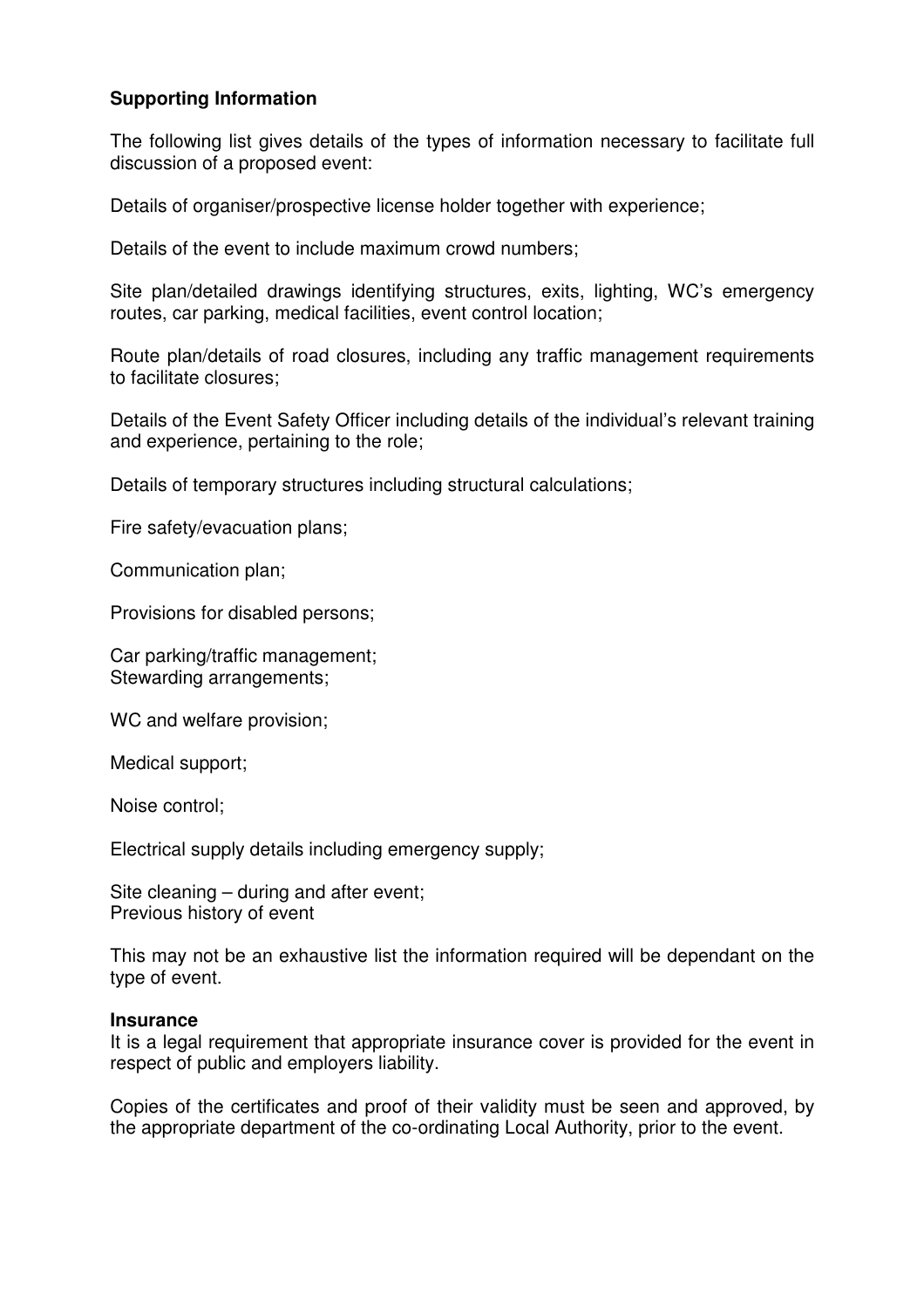**Supporting Information**

The following list gives details of the types of information necessary to facilitate full discussion of a proposed event:

Details of organiser/prospective license holder together with experience;

Details of the event to include maximum crowd numbers;

Site plan/detailed drawings identifying structures, exits, lighting, WC's emergency routes, car parking, medical facilities, event control location;

Route plan/details of road closures, including any traffic management requirements to facilitate closures;

Details of the Event Safety Officer including details of the individual's relevant training and experience, pertaining to the role;

Details of temporary structures including structural calculations;

Fire safety/evacuation plans;

Communication plan;

Provisions for disabled persons;

Car parking/traffic management;
Stewarding arrangements;

WC and welfare provision;

Medical support;

Noise control;

Electrical supply details including emergency supply;

Site cleaning – during and after event;
Previous history of event

This may not be an exhaustive list the information required will be dependant on the type of event.

**Insurance**
It is a legal requirement that appropriate insurance cover is provided for the event in respect of public and employers liability.

Copies of the certificates and proof of their validity must be seen and approved, by the appropriate department of the co-ordinating Local Authority, prior to the event.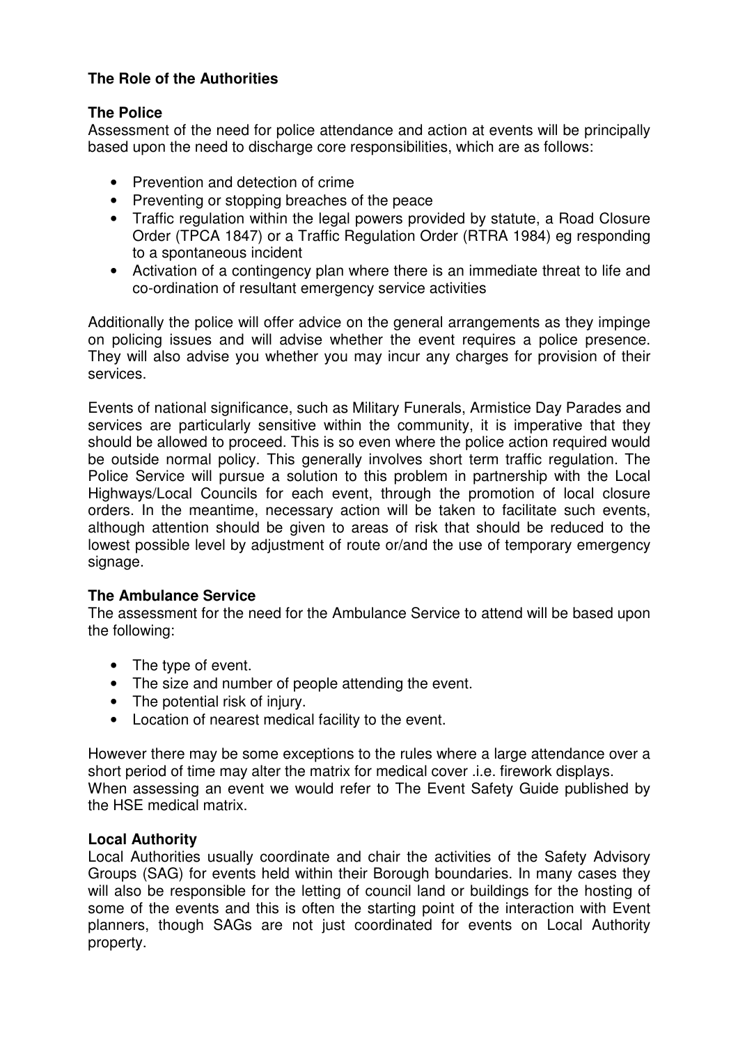**The Role of the Authorities**

**The Police**

Assessment of the need for police attendance and action at events will be principally based upon the need to discharge core responsibilities, which are as follows:

- Prevention and detection of crime
- Preventing or stopping breaches of the peace
- Traffic regulation within the legal powers provided by statute, a Road Closure Order (TPCA 1847) or a Traffic Regulation Order (RTRA 1984) eg responding to a spontaneous incident
- Activation of a contingency plan where there is an immediate threat to life and co-ordination of resultant emergency service activities

Additionally the police will offer advice on the general arrangements as they impinge on policing issues and will advise whether the event requires a police presence. They will also advise you whether you may incur any charges for provision of their services.

Events of national significance, such as Military Funerals, Armistice Day Parades and services are particularly sensitive within the community, it is imperative that they should be allowed to proceed. This is so even where the police action required would be outside normal policy. This generally involves short term traffic regulation. The Police Service will pursue a solution to this problem in partnership with the Local Highways/Local Councils for each event, through the promotion of local closure orders. In the meantime, necessary action will be taken to facilitate such events, although attention should be given to areas of risk that should be reduced to the lowest possible level by adjustment of route or/and the use of temporary emergency signage.

**The Ambulance Service**

The assessment for the need for the Ambulance Service to attend will be based upon the following:

- The type of event.
- The size and number of people attending the event.
- The potential risk of injury.
- Location of nearest medical facility to the event.

However there may be some exceptions to the rules where a large attendance over a short period of time may alter the matrix for medical cover .i.e. firework displays.
When assessing an event we would refer to The Event Safety Guide published by the HSE medical matrix.

**Local Authority**

Local Authorities usually coordinate and chair the activities of the Safety Advisory Groups (SAG) for events held within their Borough boundaries. In many cases they will also be responsible for the letting of council land or buildings for the hosting of some of the events and this is often the starting point of the interaction with Event planners, though SAGs are not just coordinated for events on Local Authority property.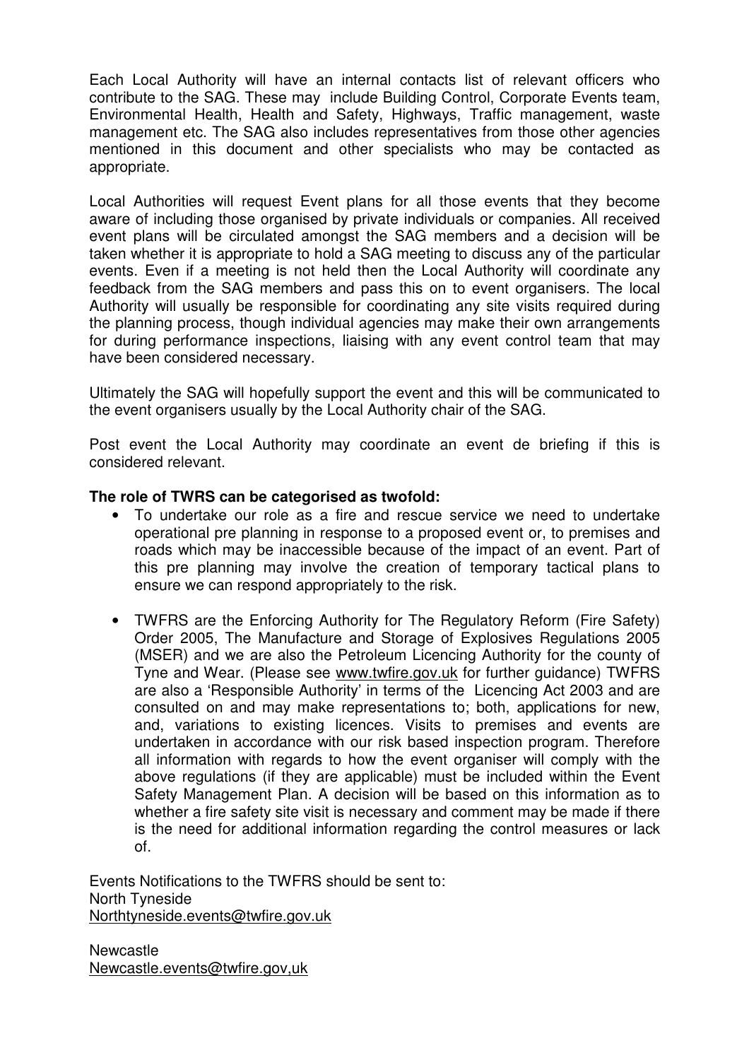Each Local Authority will have an internal contacts list of relevant officers who contribute to the SAG. These may include Building Control, Corporate Events team, Environmental Health, Health and Safety, Highways, Traffic management, waste management etc. The SAG also includes representatives from those other agencies mentioned in this document and other specialists who may be contacted as appropriate.

Local Authorities will request Event plans for all those events that they become aware of including those organised by private individuals or companies. All received event plans will be circulated amongst the SAG members and a decision will be taken whether it is appropriate to hold a SAG meeting to discuss any of the particular events. Even if a meeting is not held then the Local Authority will coordinate any feedback from the SAG members and pass this on to event organisers. The local Authority will usually be responsible for coordinating any site visits required during the planning process, though individual agencies may make their own arrangements for during performance inspections, liaising with any event control team that may have been considered necessary.

Ultimately the SAG will hopefully support the event and this will be communicated to the event organisers usually by the Local Authority chair of the SAG.

Post event the Local Authority may coordinate an event de briefing if this is considered relevant.

**The role of TWRS can be categorised as twofold:**

- To undertake our role as a fire and rescue service we need to undertake operational pre planning in response to a proposed event or, to premises and roads which may be inaccessible because of the impact of an event. Part of this pre planning may involve the creation of temporary tactical plans to ensure we can respond appropriately to the risk.
- TWFRS are the Enforcing Authority for The Regulatory Reform (Fire Safety) Order 2005, The Manufacture and Storage of Explosives Regulations 2005 (MSER) and we are also the Petroleum Licencing Authority for the county of Tyne and Wear. (Please see www.twfire.gov.uk for further guidance) TWFRS are also a 'Responsible Authority' in terms of the Licencing Act 2003 and are consulted on and may make representations to; both, applications for new, and, variations to existing licences. Visits to premises and events are undertaken in accordance with our risk based inspection program. Therefore all information with regards to how the event organiser will comply with the above regulations (if they are applicable) must be included within the Event Safety Management Plan. A decision will be based on this information as to whether a fire safety site visit is necessary and comment may be made if there is the need for additional information regarding the control measures or lack of.

Events Notifications to the TWFRS should be sent to:
North Tyneside
Northtyneside.events@twfire.gov.uk

Newcastle
Newcastle.events@twfire.gov,uk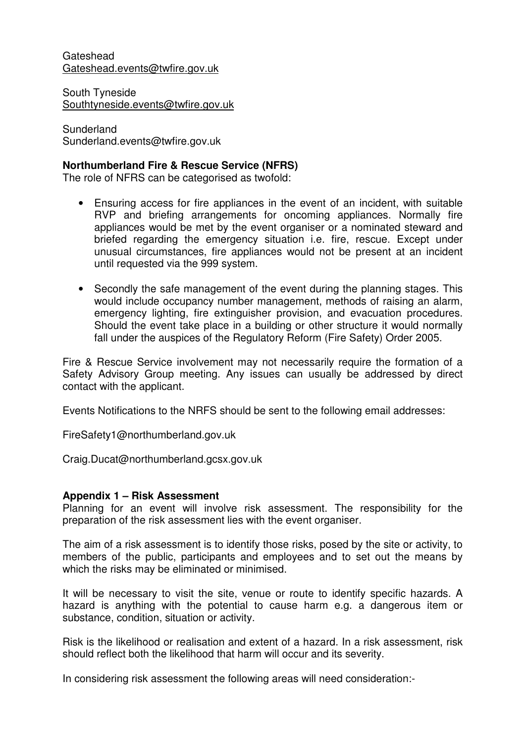Gateshead
Gateshead.events@twfire.gov.uk

South Tyneside
Southtyneside.events@twfire.gov.uk

Sunderland
Sunderland.events@twfire.gov.uk

**Northumberland Fire & Rescue Service (NFRS)**
The role of NFRS can be categorised as twofold:

- Ensuring access for fire appliances in the event of an incident, with suitable RVP and briefing arrangements for oncoming appliances. Normally fire appliances would be met by the event organiser or a nominated steward and briefed regarding the emergency situation i.e. fire, rescue. Except under unusual circumstances, fire appliances would not be present at an incident until requested via the 999 system.

- Secondly the safe management of the event during the planning stages. This would include occupancy number management, methods of raising an alarm, emergency lighting, fire extinguisher provision, and evacuation procedures. Should the event take place in a building or other structure it would normally fall under the auspices of the Regulatory Reform (Fire Safety) Order 2005.

Fire & Rescue Service involvement may not necessarily require the formation of a Safety Advisory Group meeting. Any issues can usually be addressed by direct contact with the applicant.

Events Notifications to the NRFS should be sent to the following email addresses:

FireSafety1@northumberland.gov.uk

Craig.Ducat@northumberland.gcsx.gov.uk

**Appendix 1 – Risk Assessment**
Planning for an event will involve risk assessment. The responsibility for the preparation of the risk assessment lies with the event organiser.

The aim of a risk assessment is to identify those risks, posed by the site or activity, to members of the public, participants and employees and to set out the means by which the risks may be eliminated or minimised.

It will be necessary to visit the site, venue or route to identify specific hazards. A hazard is anything with the potential to cause harm e.g. a dangerous item or substance, condition, situation or activity.

Risk is the likelihood or realisation and extent of a hazard. In a risk assessment, risk should reflect both the likelihood that harm will occur and its severity.

In considering risk assessment the following areas will need consideration:-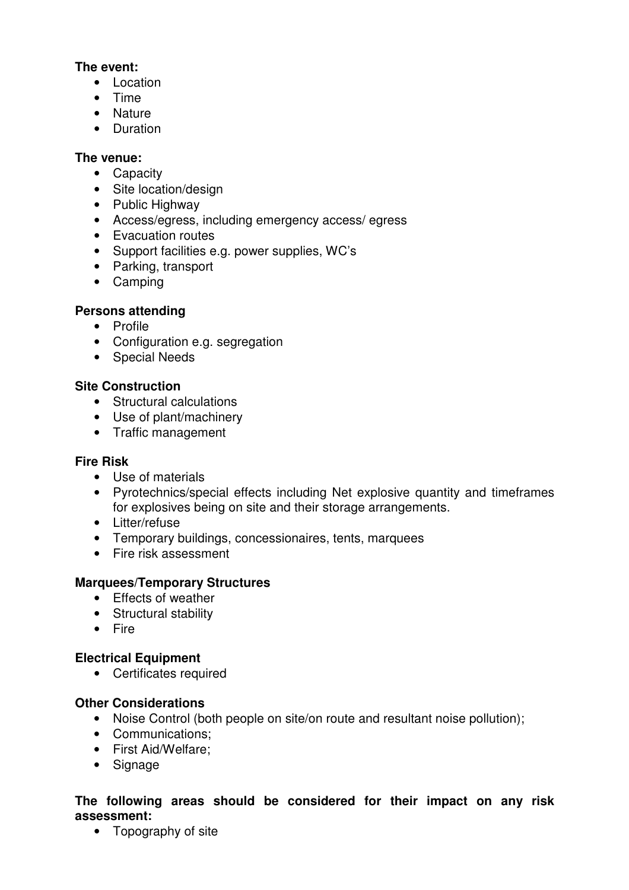**The event:**

- Location
- Time
- Nature
- Duration

**The venue:**

- Capacity
- Site location/design
- Public Highway
- Access/egress, including emergency access/ egress
- Evacuation routes
- Support facilities e.g. power supplies, WC's
- Parking, transport
- Camping

**Persons attending**

- Profile
- Configuration e.g. segregation
- Special Needs

**Site Construction**

- Structural calculations
- Use of plant/machinery
- Traffic management

**Fire Risk**

- Use of materials
- Pyrotechnics/special effects including Net explosive quantity and timeframes for explosives being on site and their storage arrangements.
- Litter/refuse
- Temporary buildings, concessionaires, tents, marquees
- Fire risk assessment

**Marquees/Temporary Structures**

- Effects of weather
- Structural stability
- Fire

**Electrical Equipment**

- Certificates required

**Other Considerations**

- Noise Control (both people on site/on route and resultant noise pollution);
- Communications;
- First Aid/Welfare;
- Signage

**The following areas should be considered for their impact on any risk assessment:**

- Topography of site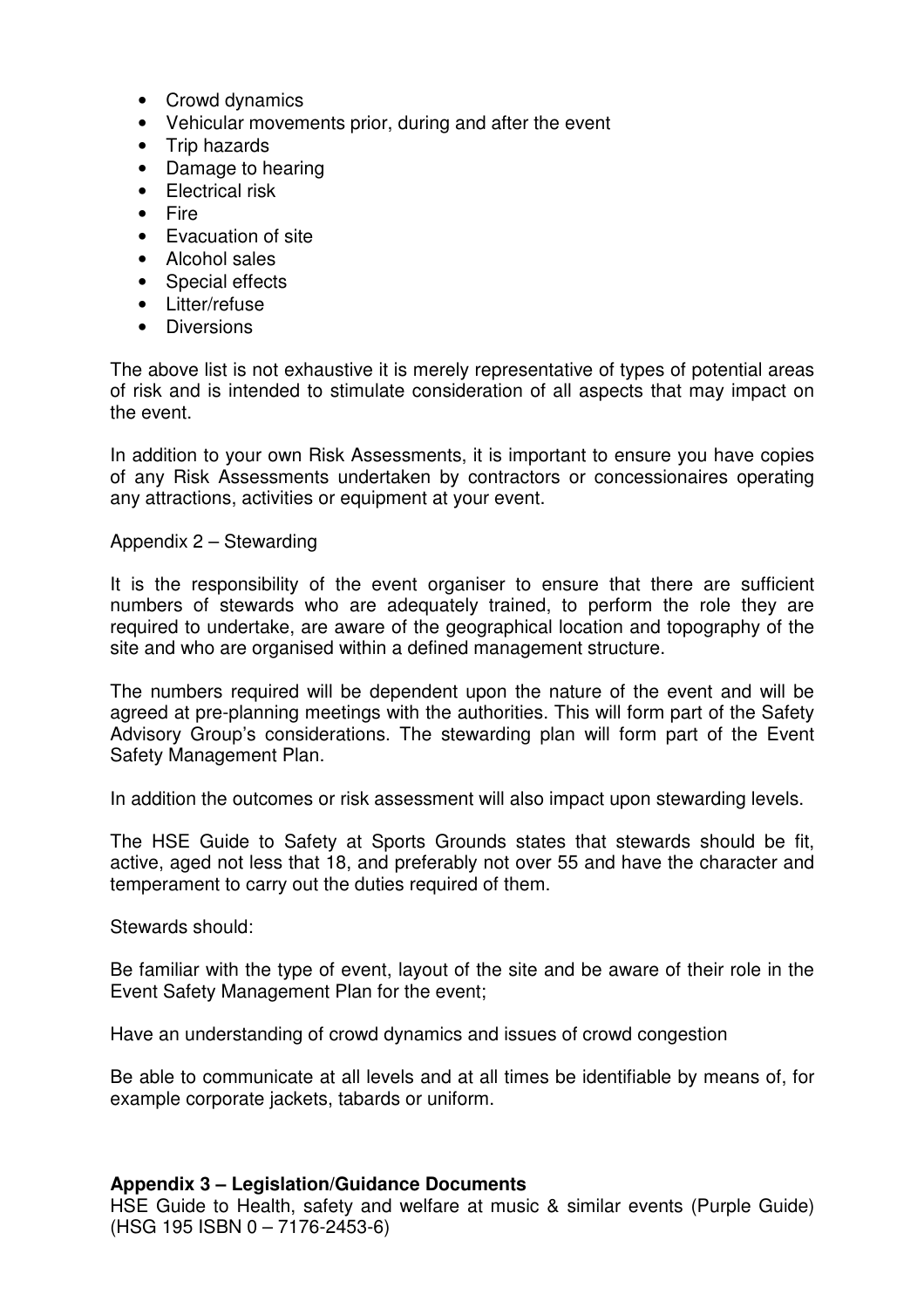- Crowd dynamics
- Vehicular movements prior, during and after the event
- Trip hazards
- Damage to hearing
- Electrical risk
- Fire
- Evacuation of site
- Alcohol sales
- Special effects
- Litter/refuse
- Diversions

The above list is not exhaustive it is merely representative of types of potential areas of risk and is intended to stimulate consideration of all aspects that may impact on the event.

In addition to your own Risk Assessments, it is important to ensure you have copies of any Risk Assessments undertaken by contractors or concessionaires operating any attractions, activities or equipment at your event.

Appendix 2 – Stewarding

It is the responsibility of the event organiser to ensure that there are sufficient numbers of stewards who are adequately trained, to perform the role they are required to undertake, are aware of the geographical location and topography of the site and who are organised within a defined management structure.

The numbers required will be dependent upon the nature of the event and will be agreed at pre-planning meetings with the authorities. This will form part of the Safety Advisory Group's considerations. The stewarding plan will form part of the Event Safety Management Plan.

In addition the outcomes or risk assessment will also impact upon stewarding levels.

The HSE Guide to Safety at Sports Grounds states that stewards should be fit, active, aged not less that 18, and preferably not over 55 and have the character and temperament to carry out the duties required of them.

Stewards should:

Be familiar with the type of event, layout of the site and be aware of their role in the Event Safety Management Plan for the event;

Have an understanding of crowd dynamics and issues of crowd congestion

Be able to communicate at all levels and at all times be identifiable by means of, for example corporate jackets, tabards or uniform.

**Appendix 3 – Legislation/Guidance Documents**

HSE Guide to Health, safety and welfare at music & similar events (Purple Guide) (HSG 195 ISBN 0 – 7176-2453-6)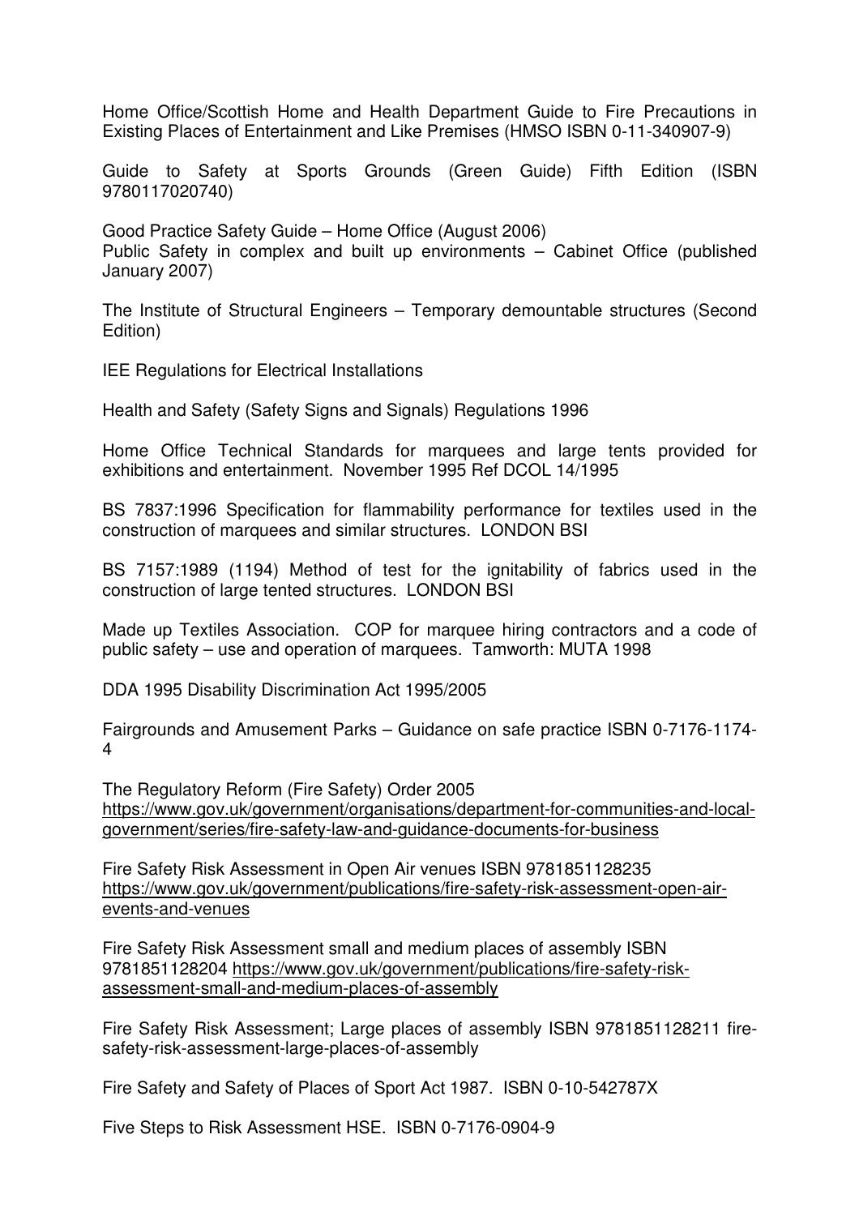Home Office/Scottish Home and Health Department Guide to Fire Precautions in Existing Places of Entertainment and Like Premises (HMSO ISBN 0-11-340907-9)

Guide to Safety at Sports Grounds (Green Guide) Fifth Edition (ISBN 9780117020740)

Good Practice Safety Guide – Home Office (August 2006)
Public Safety in complex and built up environments – Cabinet Office (published January 2007)

The Institute of Structural Engineers – Temporary demountable structures (Second Edition)

IEE Regulations for Electrical Installations

Health and Safety (Safety Signs and Signals) Regulations 1996

Home Office Technical Standards for marquees and large tents provided for exhibitions and entertainment. November 1995 Ref DCOL 14/1995

BS 7837:1996 Specification for flammability performance for textiles used in the construction of marquees and similar structures. LONDON BSI

BS 7157:1989 (1194) Method of test for the ignitability of fabrics used in the construction of large tented structures. LONDON BSI

Made up Textiles Association. COP for marquee hiring contractors and a code of public safety – use and operation of marquees. Tamworth: MUTA 1998

DDA 1995 Disability Discrimination Act 1995/2005

Fairgrounds and Amusement Parks – Guidance on safe practice ISBN 0-7176-1174-4

The Regulatory Reform (Fire Safety) Order 2005
https://www.gov.uk/government/organisations/department-for-communities-and-local-government/series/fire-safety-law-and-guidance-documents-for-business

Fire Safety Risk Assessment in Open Air venues ISBN 9781851128235
https://www.gov.uk/government/publications/fire-safety-risk-assessment-open-air-events-and-venues

Fire Safety Risk Assessment small and medium places of assembly ISBN 9781851128204 https://www.gov.uk/government/publications/fire-safety-risk-assessment-small-and-medium-places-of-assembly

Fire Safety Risk Assessment; Large places of assembly ISBN 9781851128211 fire-safety-risk-assessment-large-places-of-assembly

Fire Safety and Safety of Places of Sport Act 1987. ISBN 0-10-542787X

Five Steps to Risk Assessment HSE. ISBN 0-7176-0904-9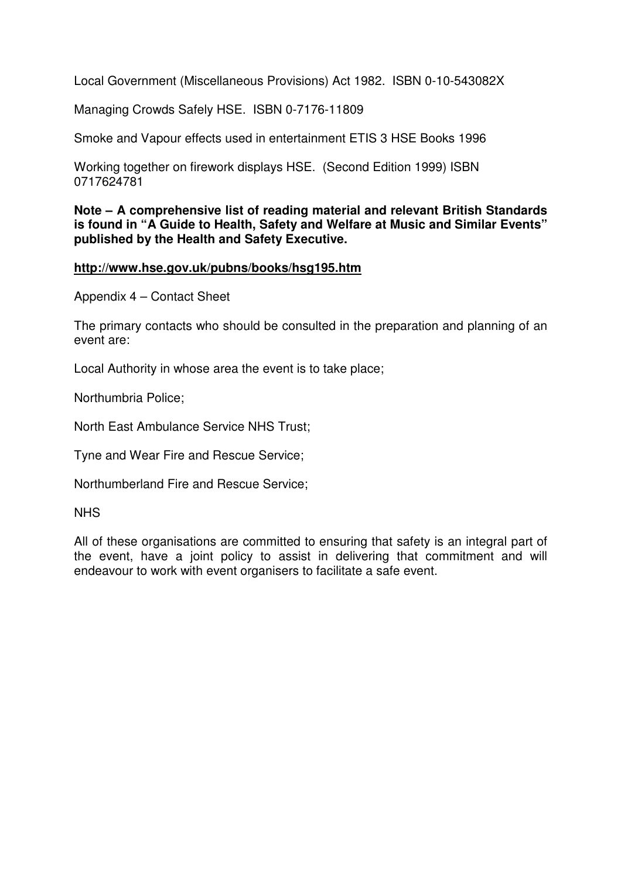Local Government (Miscellaneous Provisions) Act 1982. ISBN 0-10-543082X

Managing Crowds Safely HSE. ISBN 0-7176-11809

Smoke and Vapour effects used in entertainment ETIS 3 HSE Books 1996

Working together on firework displays HSE. (Second Edition 1999) ISBN 0717624781

**Note – A comprehensive list of reading material and relevant British Standards is found in "A Guide to Health, Safety and Welfare at Music and Similar Events" published by the Health and Safety Executive.**

**http://www.hse.gov.uk/pubns/books/hsg195.htm**

Appendix 4 – Contact Sheet

The primary contacts who should be consulted in the preparation and planning of an event are:

Local Authority in whose area the event is to take place;

Northumbria Police;

North East Ambulance Service NHS Trust;

Tyne and Wear Fire and Rescue Service;

Northumberland Fire and Rescue Service;

NHS

All of these organisations are committed to ensuring that safety is an integral part of the event, have a joint policy to assist in delivering that commitment and will endeavour to work with event organisers to facilitate a safe event.